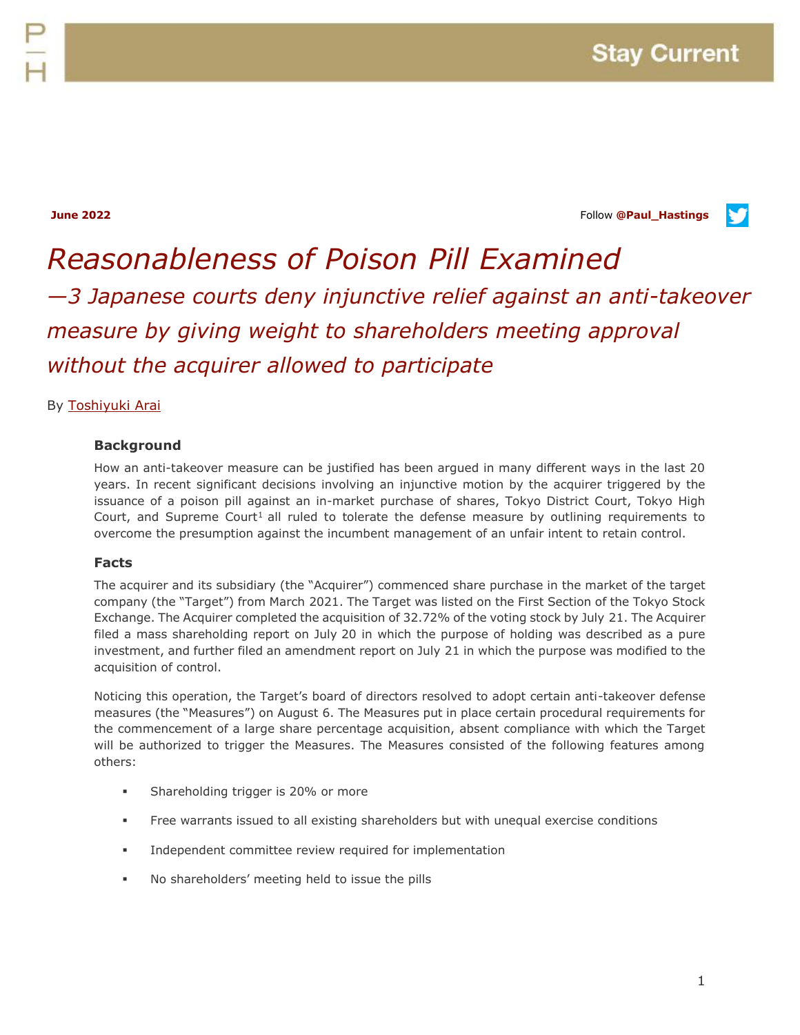Stay Current

June 2022

Follow @Paul_Hastings

# *Reasonableness of Poison Pill Examined*

## *—3 Japanese courts deny injunctive relief against an anti-takeover measure by giving weight to shareholders meeting approval without the acquirer allowed to participate*

By Toshiyuki Arai

### Background

How an anti-takeover measure can be justified has been argued in many different ways in the last 20 years. In recent significant decisions involving an injunctive motion by the acquirer triggered by the issuance of a poison pill against an in-market purchase of shares, Tokyo District Court, Tokyo High Court, and Supreme Court[1] all ruled to tolerate the defense measure by outlining requirements to overcome the presumption against the incumbent management of an unfair intent to retain control.

### Facts

The acquirer and its subsidiary (the "Acquirer") commenced share purchase in the market of the target company (the "Target") from March 2021. The Target was listed on the First Section of the Tokyo Stock Exchange. The Acquirer completed the acquisition of 32.72% of the voting stock by July 21. The Acquirer filed a mass shareholding report on July 20 in which the purpose of holding was described as a pure investment, and further filed an amendment report on July 21 in which the purpose was modified to the acquisition of control.

Noticing this operation, the Target's board of directors resolved to adopt certain anti-takeover defense measures (the "Measures") on August 6. The Measures put in place certain procedural requirements for the commencement of a large share percentage acquisition, absent compliance with which the Target will be authorized to trigger the Measures. The Measures consisted of the following features among others:

- Shareholding trigger is 20% or more
- Free warrants issued to all existing shareholders but with unequal exercise conditions
- Independent committee review required for implementation
- No shareholders' meeting held to issue the pills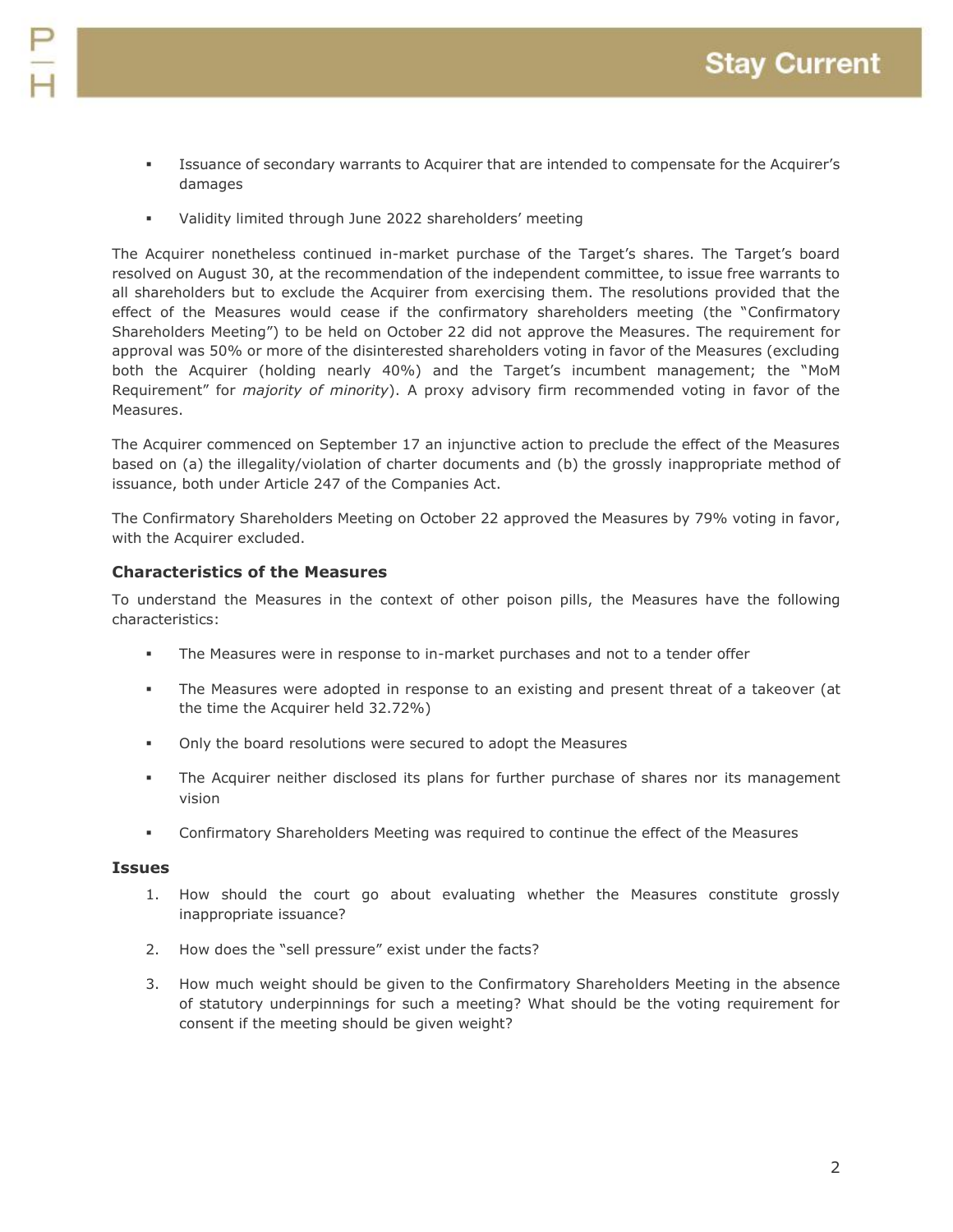- Issuance of secondary warrants to Acquirer that are intended to compensate for the Acquirer's damages
- Validity limited through June 2022 shareholders' meeting

The Acquirer nonetheless continued in-market purchase of the Target's shares. The Target's board resolved on August 30, at the recommendation of the independent committee, to issue free warrants to all shareholders but to exclude the Acquirer from exercising them. The resolutions provided that the effect of the Measures would cease if the confirmatory shareholders meeting (the "Confirmatory Shareholders Meeting") to be held on October 22 did not approve the Measures. The requirement for approval was 50% or more of the disinterested shareholders voting in favor of the Measures (excluding both the Acquirer (holding nearly 40%) and the Target's incumbent management; the "MoM Requirement" for *majority of minority*). A proxy advisory firm recommended voting in favor of the Measures.

The Acquirer commenced on September 17 an injunctive action to preclude the effect of the Measures based on (a) the illegality/violation of charter documents and (b) the grossly inappropriate method of issuance, both under Article 247 of the Companies Act.

The Confirmatory Shareholders Meeting on October 22 approved the Measures by 79% voting in favor, with the Acquirer excluded.

### Characteristics of the Measures

To understand the Measures in the context of other poison pills, the Measures have the following characteristics:

- The Measures were in response to in-market purchases and not to a tender offer
- The Measures were adopted in response to an existing and present threat of a takeover (at the time the Acquirer held 32.72%)
- Only the board resolutions were secured to adopt the Measures
- The Acquirer neither disclosed its plans for further purchase of shares nor its management vision
- Confirmatory Shareholders Meeting was required to continue the effect of the Measures

### Issues

1. How should the court go about evaluating whether the Measures constitute grossly inappropriate issuance?
2. How does the "sell pressure" exist under the facts?
3. How much weight should be given to the Confirmatory Shareholders Meeting in the absence of statutory underpinnings for such a meeting? What should be the voting requirement for consent if the meeting should be given weight?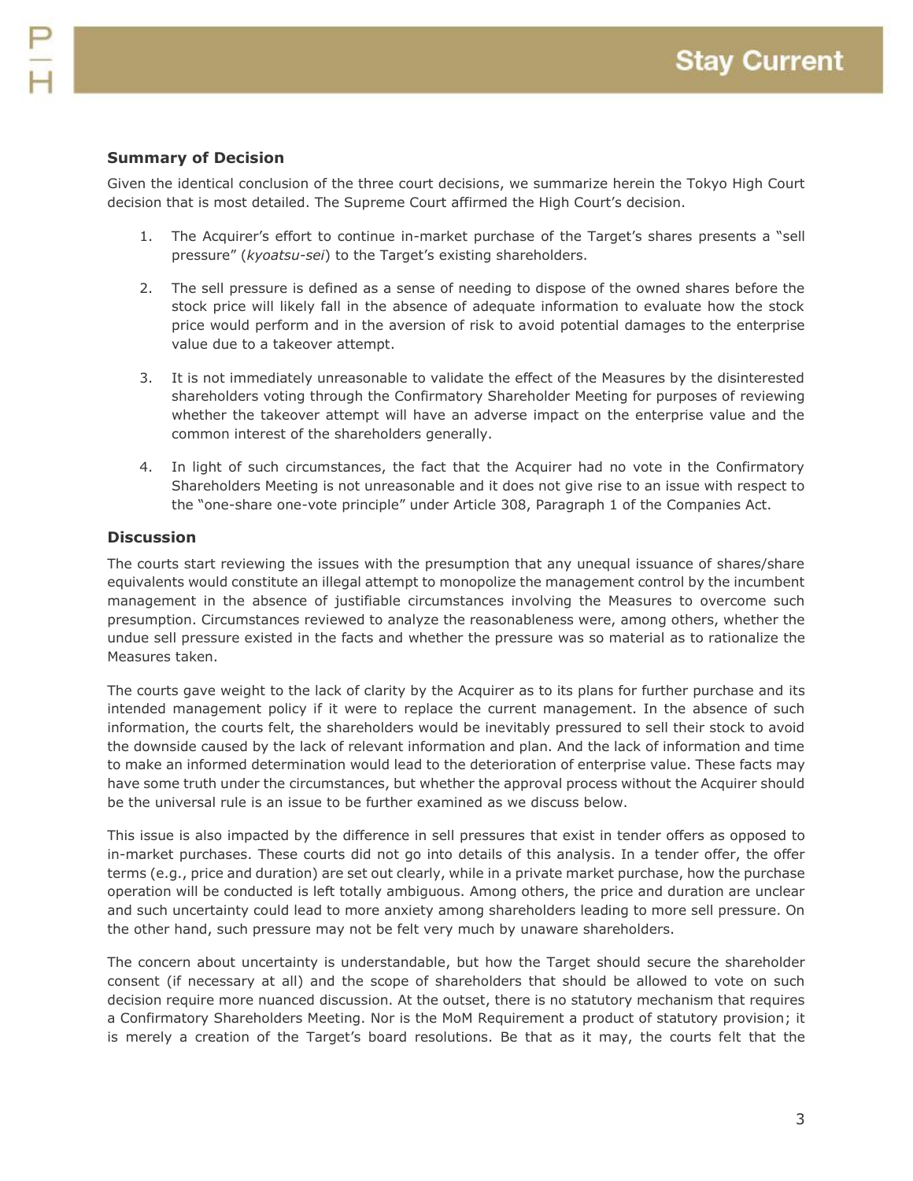### Summary of Decision

Given the identical conclusion of the three court decisions, we summarize herein the Tokyo High Court decision that is most detailed. The Supreme Court affirmed the High Court's decision.

1. The Acquirer's effort to continue in-market purchase of the Target's shares presents a "sell pressure" (*kyoatsu-sei*) to the Target's existing shareholders.

2. The sell pressure is defined as a sense of needing to dispose of the owned shares before the stock price will likely fall in the absence of adequate information to evaluate how the stock price would perform and in the aversion of risk to avoid potential damages to the enterprise value due to a takeover attempt.

3. It is not immediately unreasonable to validate the effect of the Measures by the disinterested shareholders voting through the Confirmatory Shareholder Meeting for purposes of reviewing whether the takeover attempt will have an adverse impact on the enterprise value and the common interest of the shareholders generally.

4. In light of such circumstances, the fact that the Acquirer had no vote in the Confirmatory Shareholders Meeting is not unreasonable and it does not give rise to an issue with respect to the "one-share one-vote principle" under Article 308, Paragraph 1 of the Companies Act.

### Discussion

The courts start reviewing the issues with the presumption that any unequal issuance of shares/share equivalents would constitute an illegal attempt to monopolize the management control by the incumbent management in the absence of justifiable circumstances involving the Measures to overcome such presumption. Circumstances reviewed to analyze the reasonableness were, among others, whether the undue sell pressure existed in the facts and whether the pressure was so material as to rationalize the Measures taken.

The courts gave weight to the lack of clarity by the Acquirer as to its plans for further purchase and its intended management policy if it were to replace the current management. In the absence of such information, the courts felt, the shareholders would be inevitably pressured to sell their stock to avoid the downside caused by the lack of relevant information and plan. And the lack of information and time to make an informed determination would lead to the deterioration of enterprise value. These facts may have some truth under the circumstances, but whether the approval process without the Acquirer should be the universal rule is an issue to be further examined as we discuss below.

This issue is also impacted by the difference in sell pressures that exist in tender offers as opposed to in-market purchases. These courts did not go into details of this analysis. In a tender offer, the offer terms (e.g., price and duration) are set out clearly, while in a private market purchase, how the purchase operation will be conducted is left totally ambiguous. Among others, the price and duration are unclear and such uncertainty could lead to more anxiety among shareholders leading to more sell pressure. On the other hand, such pressure may not be felt very much by unaware shareholders.

The concern about uncertainty is understandable, but how the Target should secure the shareholder consent (if necessary at all) and the scope of shareholders that should be allowed to vote on such decision require more nuanced discussion. At the outset, there is no statutory mechanism that requires a Confirmatory Shareholders Meeting. Nor is the MoM Requirement a product of statutory provision; it is merely a creation of the Target's board resolutions. Be that as it may, the courts felt that the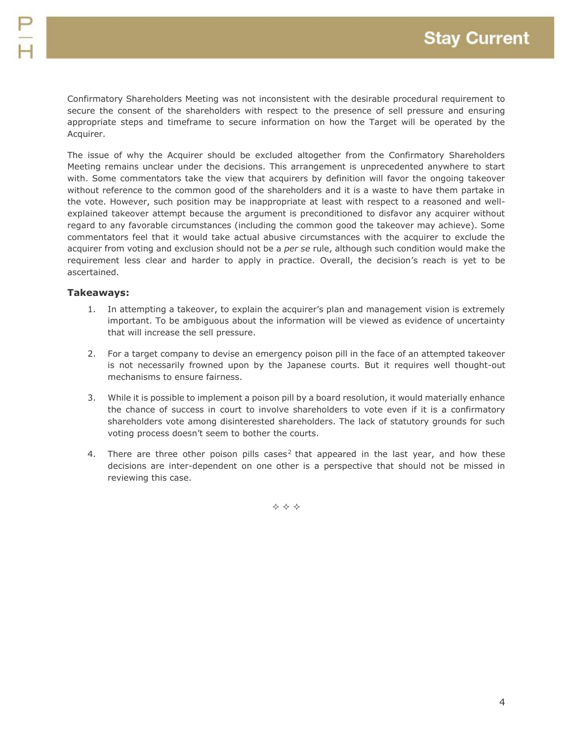Confirmatory Shareholders Meeting was not inconsistent with the desirable procedural requirement to secure the consent of the shareholders with respect to the presence of sell pressure and ensuring appropriate steps and timeframe to secure information on how the Target will be operated by the Acquirer.

The issue of why the Acquirer should be excluded altogether from the Confirmatory Shareholders Meeting remains unclear under the decisions. This arrangement is unprecedented anywhere to start with. Some commentators take the view that acquirers by definition will favor the ongoing takeover without reference to the common good of the shareholders and it is a waste to have them partake in the vote. However, such position may be inappropriate at least with respect to a reasoned and well-explained takeover attempt because the argument is preconditioned to disfavor any acquirer without regard to any favorable circumstances (including the common good the takeover may achieve). Some commentators feel that it would take actual abusive circumstances with the acquirer to exclude the acquirer from voting and exclusion should not be a *per se* rule, although such condition would make the requirement less clear and harder to apply in practice. Overall, the decision's reach is yet to be ascertained.

### Takeaways:

1. In attempting a takeover, to explain the acquirer's plan and management vision is extremely important. To be ambiguous about the information will be viewed as evidence of uncertainty that will increase the sell pressure.

2. For a target company to devise an emergency poison pill in the face of an attempted takeover is not necessarily frowned upon by the Japanese courts. But it requires well thought-out mechanisms to ensure fairness.

3. While it is possible to implement a poison pill by a board resolution, it would materially enhance the chance of success in court to involve shareholders to vote even if it is a confirmatory shareholders vote among disinterested shareholders. The lack of statutory grounds for such voting process doesn't seem to bother the courts.

4. There are three other poison pills cases[2] that appeared in the last year, and how these decisions are inter-dependent on one other is a perspective that should not be missed in reviewing this case.

✧ ✧ ✧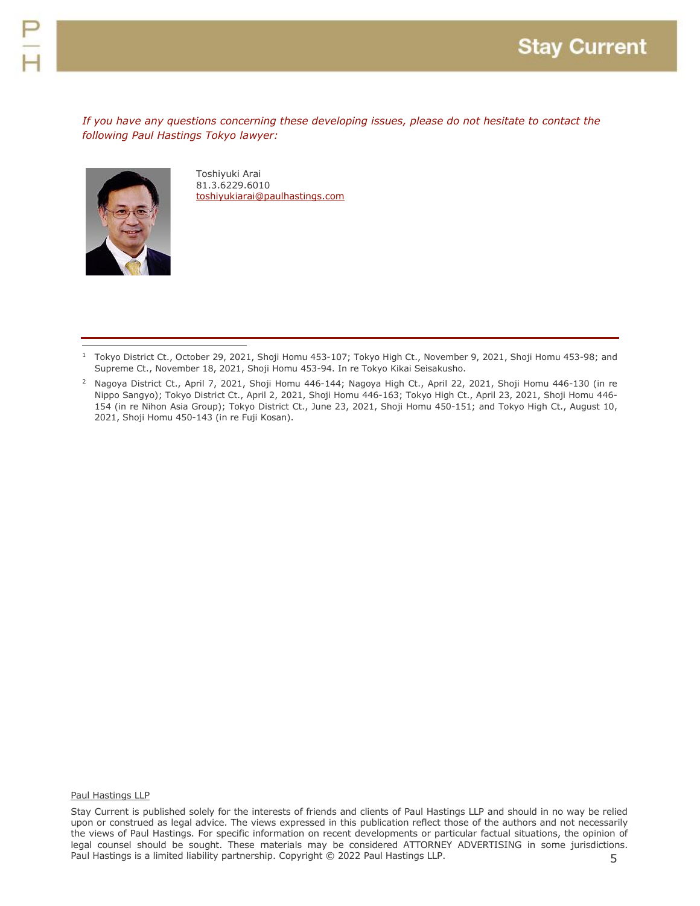*If you have any questions concerning these developing issues, please do not hesitate to contact the following Paul Hastings Tokyo lawyer:*

Toshiyuki Arai
81.3.6229.6010
toshiyukiarai@paulhastings.com

---

[1] Tokyo District Ct., October 29, 2021, Shoji Homu 453-107; Tokyo High Ct., November 9, 2021, Shoji Homu 453-98; and Supreme Ct., November 18, 2021, Shoji Homu 453-94. In re Tokyo Kikai Seisakusho.

[2] Nagoya District Ct., April 7, 2021, Shoji Homu 446-144; Nagoya High Ct., April 22, 2021, Shoji Homu 446-130 (in re Nippo Sangyo); Tokyo District Ct., April 2, 2021, Shoji Homu 446-163; Tokyo High Ct., April 23, 2021, Shoji Homu 446-154 (in re Nihon Asia Group); Tokyo District Ct., June 23, 2021, Shoji Homu 450-151; and Tokyo High Ct., August 10, 2021, Shoji Homu 450-143 (in re Fuji Kosan).

Paul Hastings LLP

Stay Current is published solely for the interests of friends and clients of Paul Hastings LLP and should in no way be relied upon or construed as legal advice. The views expressed in this publication reflect those of the authors and not necessarily the views of Paul Hastings. For specific information on recent developments or particular factual situations, the opinion of legal counsel should be sought. These materials may be considered ATTORNEY ADVERTISING in some jurisdictions. Paul Hastings is a limited liability partnership. Copyright © 2022 Paul Hastings LLP.